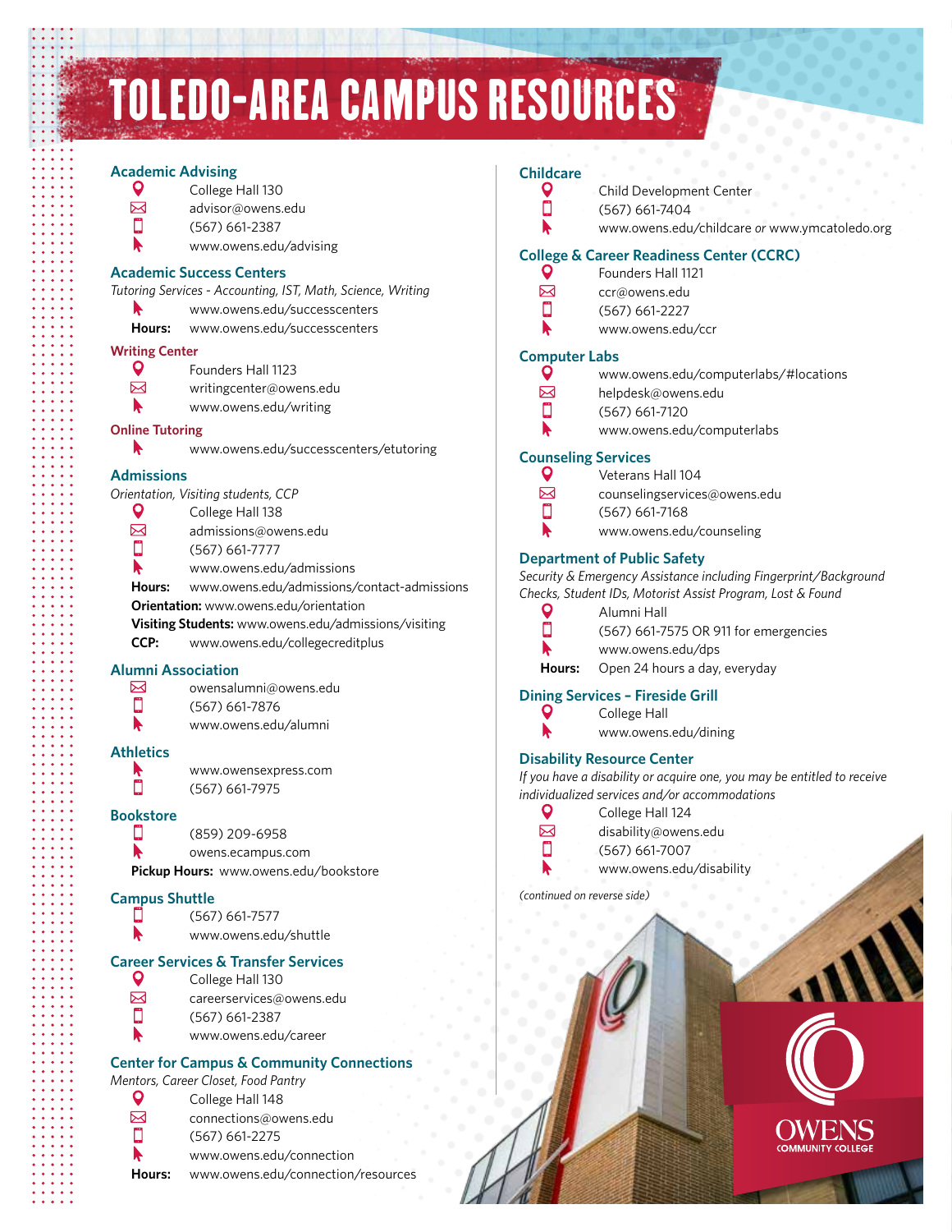# TOLEDO-AREA CAMPUS RESOURCES

## Academic Advising

College Hall 130
advisor@owens.edu
(567) 661-2387
www.owens.edu/advising

## Academic Success Centers

*Tutoring Services - Accounting, IST, Math, Science, Writing*

www.owens.edu/successcenters
**Hours:** www.owens.edu/successcenters

### Writing Center

Founders Hall 1123
writingcenter@owens.edu
www.owens.edu/writing

### Online Tutoring

www.owens.edu/successcenters/etutoring

## Admissions

*Orientation, Visiting students, CCP*

College Hall 138
admissions@owens.edu
(567) 661-7777
www.owens.edu/admissions
**Hours:** www.owens.edu/admissions/contact-admissions
**Orientation:** www.owens.edu/orientation
**Visiting Students:** www.owens.edu/admissions/visiting
**CCP:** www.owens.edu/collegecreditplus

## Alumni Association

owensalumni@owens.edu
(567) 661-7876
www.owens.edu/alumni

## Athletics

www.owensexpress.com
(567) 661-7975

## Bookstore

(859) 209-6958
owens.ecampus.com
**Pickup Hours:** www.owens.edu/bookstore

## Campus Shuttle

(567) 661-7577
www.owens.edu/shuttle

## Career Services & Transfer Services

College Hall 130
careerservices@owens.edu
(567) 661-2387
www.owens.edu/career

## Center for Campus & Community Connections

*Mentors, Career Closet, Food Pantry*

College Hall 148
connections@owens.edu
(567) 661-2275
www.owens.edu/connection
**Hours:** www.owens.edu/connection/resources

## Childcare

Child Development Center
(567) 661-7404
www.owens.edu/childcare *or* www.ymcatoledo.org

## College & Career Readiness Center (CCRC)

Founders Hall 1121
ccr@owens.edu
(567) 661-2227
www.owens.edu/ccr

## Computer Labs

www.owens.edu/computerlabs/#locations
helpdesk@owens.edu
(567) 661-7120
www.owens.edu/computerlabs

## Counseling Services

Veterans Hall 104
counselingservices@owens.edu
(567) 661-7168
www.owens.edu/counseling

## Department of Public Safety

*Security & Emergency Assistance including Fingerprint/Background Checks, Student IDs, Motorist Assist Program, Lost & Found*

Alumni Hall
(567) 661-7575 OR 911 for emergencies
www.owens.edu/dps
**Hours:** Open 24 hours a day, everyday

## Dining Services – Fireside Grill

College Hall
www.owens.edu/dining

## Disability Resource Center

*If you have a disability or acquire one, you may be entitled to receive individualized services and/or accommodations*

College Hall 124
disability@owens.edu
(567) 661-7007
www.owens.edu/disability

*(continued on reverse side)*

OWENS COMMUNITY COLLEGE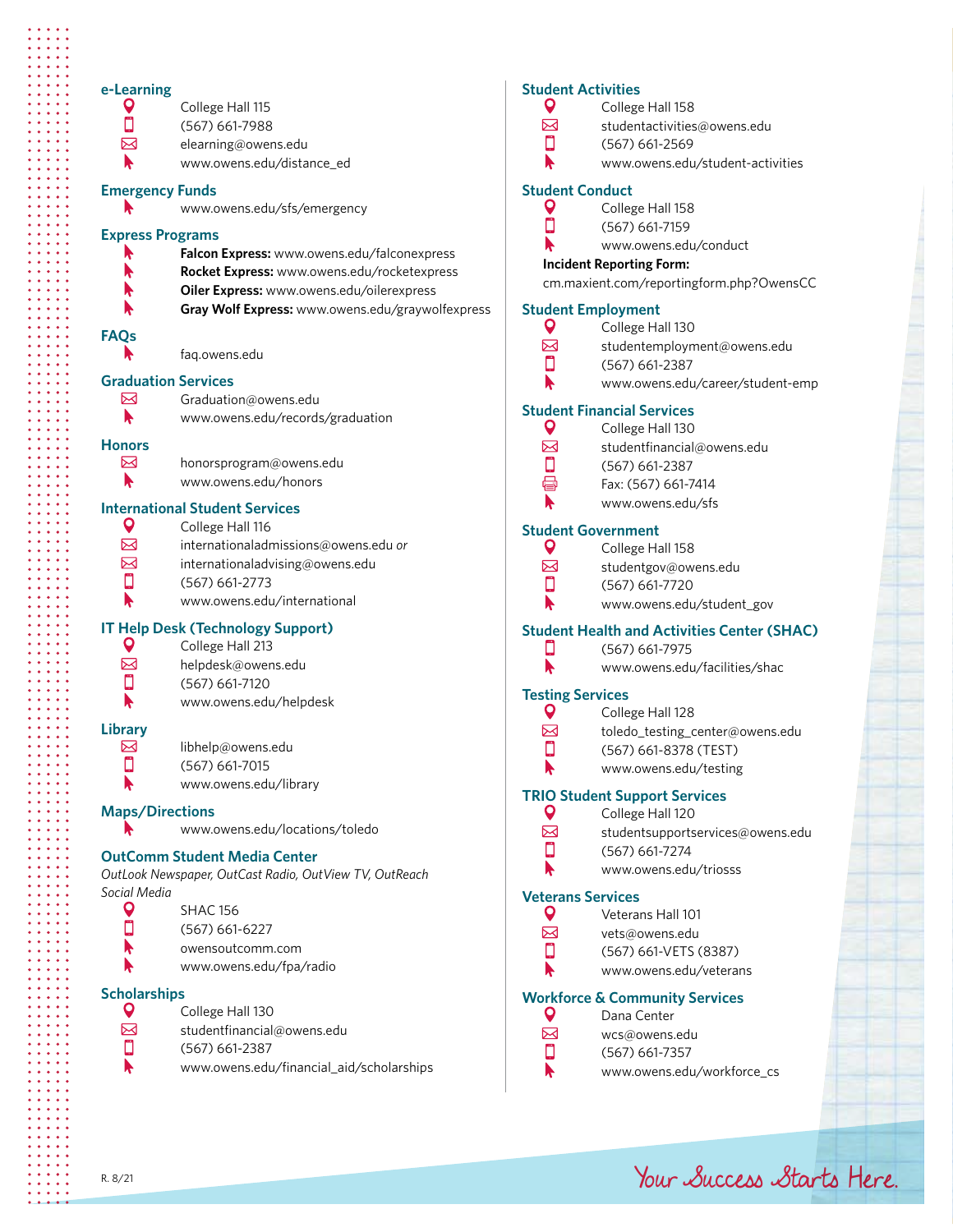## e-Learning

College Hall 115
(567) 661-7988
elearning@owens.edu
www.owens.edu/distance_ed

## Emergency Funds

www.owens.edu/sfs/emergency

## Express Programs

**Falcon Express:** www.owens.edu/falconexpress
**Rocket Express:** www.owens.edu/rocketexpress
**Oiler Express:** www.owens.edu/oilerexpress
**Gray Wolf Express:** www.owens.edu/graywolfexpress

## FAQs

faq.owens.edu

## Graduation Services

Graduation@owens.edu
www.owens.edu/records/graduation

## Honors

honorsprogram@owens.edu
www.owens.edu/honors

## International Student Services

College Hall 116
internationaladmissions@owens.edu *or*
internationaladvising@owens.edu
(567) 661-2773
www.owens.edu/international

## IT Help Desk (Technology Support)

College Hall 213
helpdesk@owens.edu
(567) 661-7120
www.owens.edu/helpdesk

## Library

libhelp@owens.edu
(567) 661-7015
www.owens.edu/library

## Maps/Directions

www.owens.edu/locations/toledo

## OutComm Student Media Center

*OutLook Newspaper, OutCast Radio, OutView TV, OutReach Social Media*

SHAC 156
(567) 661-6227
owensoutcomm.com
www.owens.edu/fpa/radio

## Scholarships

College Hall 130
studentfinancial@owens.edu
(567) 661-2387
www.owens.edu/financial_aid/scholarships

## Student Activities

College Hall 158
studentactivities@owens.edu
(567) 661-2569
www.owens.edu/student-activities

## Student Conduct

College Hall 158
(567) 661-7159
www.owens.edu/conduct

**Incident Reporting Form:**
cm.maxient.com/reportingform.php?OwensCC

## Student Employment

College Hall 130
studentemployment@owens.edu
(567) 661-2387
www.owens.edu/career/student-emp

## Student Financial Services

College Hall 130
studentfinancial@owens.edu
(567) 661-2387
Fax: (567) 661-7414
www.owens.edu/sfs

## Student Government

College Hall 158
studentgov@owens.edu
(567) 661-7720
www.owens.edu/student_gov

## Student Health and Activities Center (SHAC)

(567) 661-7975
www.owens.edu/facilities/shac

## Testing Services

College Hall 128
toledo_testing_center@owens.edu
(567) 661-8378 (TEST)
www.owens.edu/testing

## TRIO Student Support Services

College Hall 120
studentsupportservices@owens.edu
(567) 661-7274
www.owens.edu/triosss

## Veterans Services

Veterans Hall 101
vets@owens.edu
(567) 661-VETS (8387)
www.owens.edu/veterans

## Workforce & Community Services

Dana Center
wcs@owens.edu
(567) 661-7357
www.owens.edu/workforce_cs

R. 8/21

*Your Success Starts Here.*